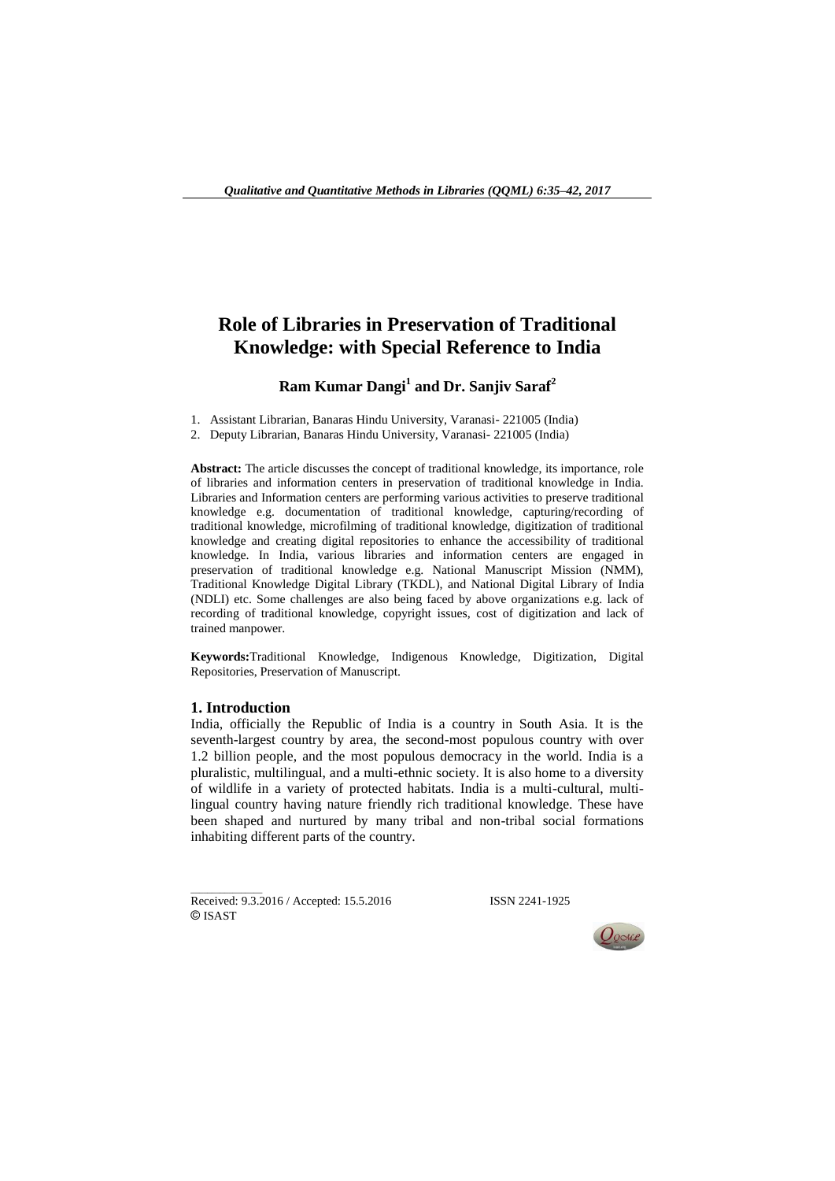# Role of Libraries in Preservation of Traditional Knowledge: with Special Reference to India

**Ram Kumar Dangi[1] and Dr. Sanjiv Saraf[2]**

1. Assistant Librarian, Banaras Hindu University, Varanasi- 221005 (India)
2. Deputy Librarian, Banaras Hindu University, Varanasi- 221005 (India)

**Abstract:** The article discusses the concept of traditional knowledge, its importance, role of libraries and information centers in preservation of traditional knowledge in India. Libraries and Information centers are performing various activities to preserve traditional knowledge e.g. documentation of traditional knowledge, capturing/recording of traditional knowledge, microfilming of traditional knowledge, digitization of traditional knowledge and creating digital repositories to enhance the accessibility of traditional knowledge. In India, various libraries and information centers are engaged in preservation of traditional knowledge e.g. National Manuscript Mission (NMM), Traditional Knowledge Digital Library (TKDL), and National Digital Library of India (NDLI) etc. Some challenges are also being faced by above organizations e.g. lack of recording of traditional knowledge, copyright issues, cost of digitization and lack of trained manpower.

**Keywords:** Traditional Knowledge, Indigenous Knowledge, Digitization, Digital Repositories, Preservation of Manuscript.

## 1. Introduction

India, officially the Republic of India is a country in South Asia. It is the seventh-largest country by area, the second-most populous country with over 1.2 billion people, and the most populous democracy in the world. India is a pluralistic, multilingual, and a multi-ethnic society. It is also home to a diversity of wildlife in a variety of protected habitats. India is a multi-cultural, multi-lingual country having nature friendly rich traditional knowledge. These have been shaped and nurtured by many tribal and non-tribal social formations inhabiting different parts of the country.

Received: 9.3.2016 / Accepted: 15.5.2016 ISSN 2241-1925
© ISAST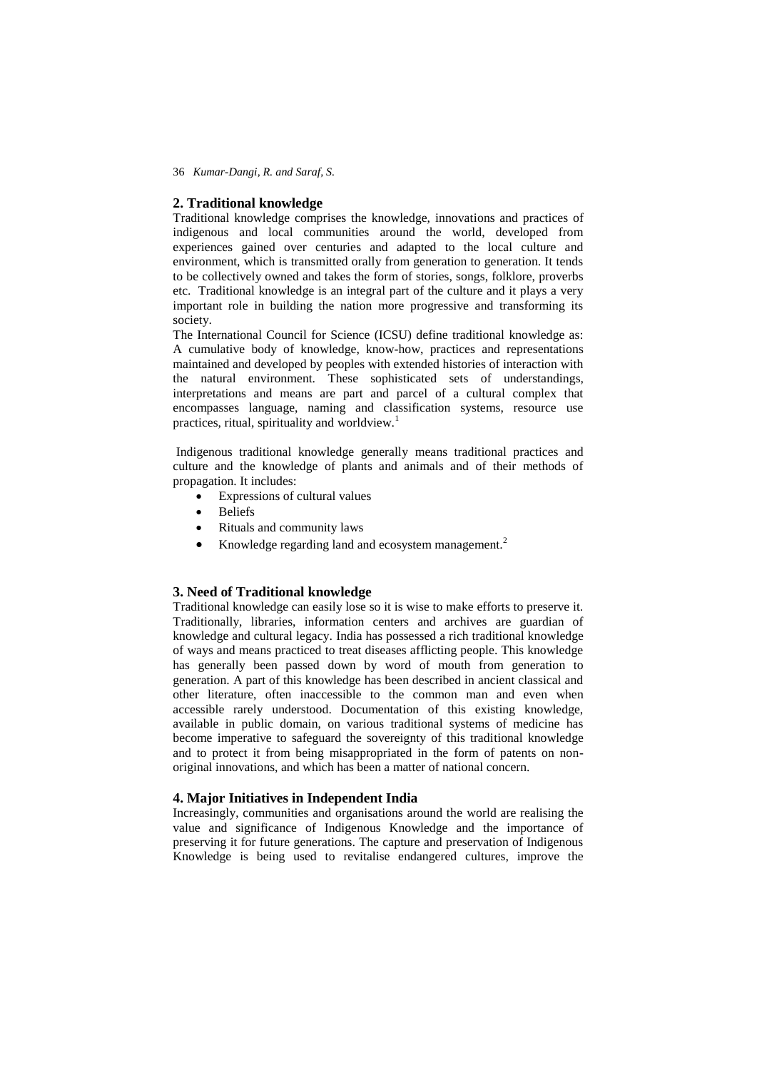## 2. Traditional knowledge

Traditional knowledge comprises the knowledge, innovations and practices of indigenous and local communities around the world, developed from experiences gained over centuries and adapted to the local culture and environment, which is transmitted orally from generation to generation. It tends to be collectively owned and takes the form of stories, songs, folklore, proverbs etc. Traditional knowledge is an integral part of the culture and it plays a very important role in building the nation more progressive and transforming its society.

The International Council for Science (ICSU) define traditional knowledge as: A cumulative body of knowledge, know-how, practices and representations maintained and developed by peoples with extended histories of interaction with the natural environment. These sophisticated sets of understandings, interpretations and means are part and parcel of a cultural complex that encompasses language, naming and classification systems, resource use practices, ritual, spirituality and worldview.[1]

Indigenous traditional knowledge generally means traditional practices and culture and the knowledge of plants and animals and of their methods of propagation. It includes:

- Expressions of cultural values
- Beliefs
- Rituals and community laws
- Knowledge regarding land and ecosystem management.[2]

## 3. Need of Traditional knowledge

Traditional knowledge can easily lose so it is wise to make efforts to preserve it. Traditionally, libraries, information centers and archives are guardian of knowledge and cultural legacy. India has possessed a rich traditional knowledge of ways and means practiced to treat diseases afflicting people. This knowledge has generally been passed down by word of mouth from generation to generation. A part of this knowledge has been described in ancient classical and other literature, often inaccessible to the common man and even when accessible rarely understood. Documentation of this existing knowledge, available in public domain, on various traditional systems of medicine has become imperative to safeguard the sovereignty of this traditional knowledge and to protect it from being misappropriated in the form of patents on non-original innovations, and which has been a matter of national concern.

## 4. Major Initiatives in Independent India

Increasingly, communities and organisations around the world are realising the value and significance of Indigenous Knowledge and the importance of preserving it for future generations. The capture and preservation of Indigenous Knowledge is being used to revitalise endangered cultures, improve the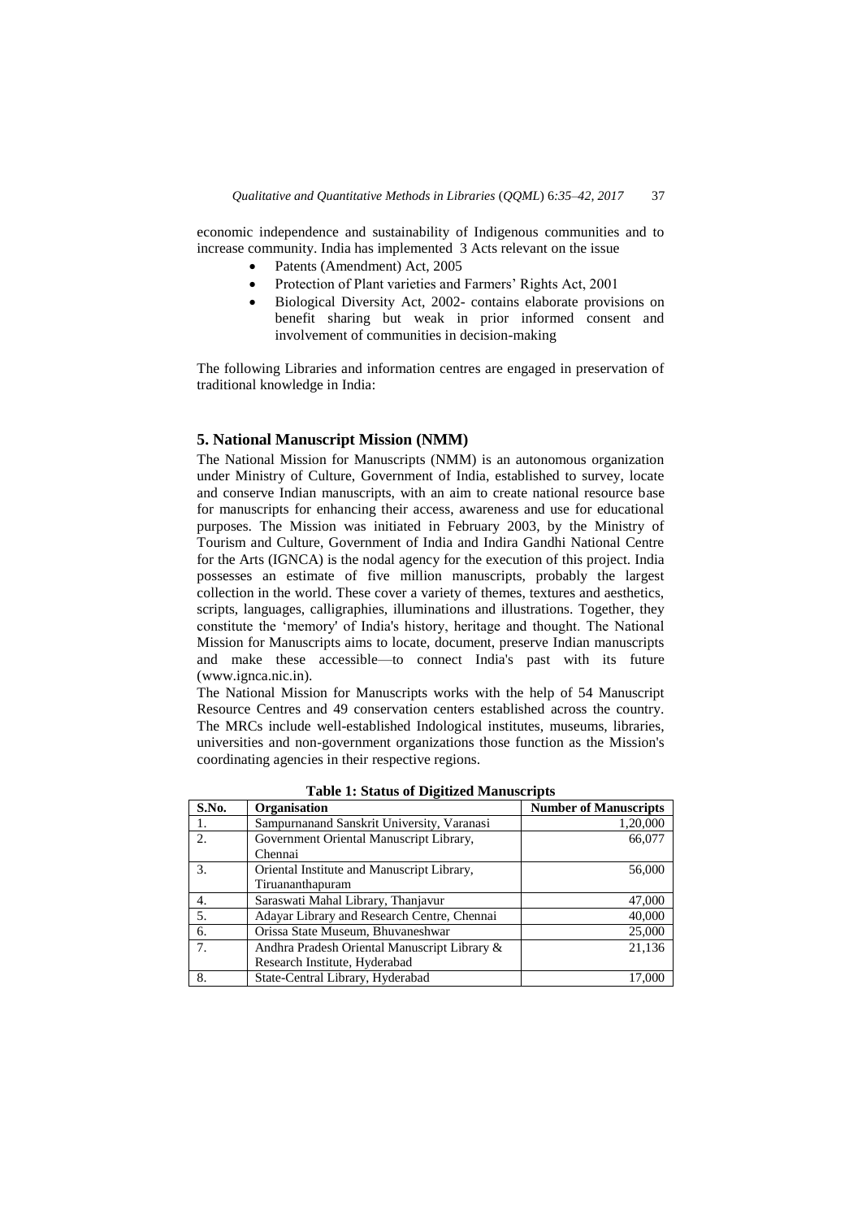economic independence and sustainability of Indigenous communities and to increase community. India has implemented 3 Acts relevant on the issue

- Patents (Amendment) Act, 2005
- Protection of Plant varieties and Farmers' Rights Act, 2001
- Biological Diversity Act, 2002- contains elaborate provisions on benefit sharing but weak in prior informed consent and involvement of communities in decision-making

The following Libraries and information centres are engaged in preservation of traditional knowledge in India:

## 5. National Manuscript Mission (NMM)

The National Mission for Manuscripts (NMM) is an autonomous organization under Ministry of Culture, Government of India, established to survey, locate and conserve Indian manuscripts, with an aim to create national resource base for manuscripts for enhancing their access, awareness and use for educational purposes. The Mission was initiated in February 2003, by the Ministry of Tourism and Culture, Government of India and Indira Gandhi National Centre for the Arts (IGNCA) is the nodal agency for the execution of this project. India possesses an estimate of five million manuscripts, probably the largest collection in the world. These cover a variety of themes, textures and aesthetics, scripts, languages, calligraphies, illuminations and illustrations. Together, they constitute the 'memory' of India's history, heritage and thought. The National Mission for Manuscripts aims to locate, document, preserve Indian manuscripts and make these accessible—to connect India's past with its future (www.ignca.nic.in).

The National Mission for Manuscripts works with the help of 54 Manuscript Resource Centres and 49 conservation centers established across the country. The MRCs include well-established Indological institutes, museums, libraries, universities and non-government organizations those function as the Mission's coordinating agencies in their respective regions.

**Table 1: Status of Digitized Manuscripts**

| S.No. | Organisation | Number of Manuscripts |
|---|---|---|
| 1. | Sampurnanand Sanskrit University, Varanasi | 1,20,000 |
| 2. | Government Oriental Manuscript Library, Chennai | 66,077 |
| 3. | Oriental Institute and Manuscript Library, Tiruananthapuram | 56,000 |
| 4. | Saraswati Mahal Library, Thanjavur | 47,000 |
| 5. | Adayar Library and Research Centre, Chennai | 40,000 |
| 6. | Orissa State Museum, Bhuvaneshwar | 25,000 |
| 7. | Andhra Pradesh Oriental Manuscript Library & Research Institute, Hyderabad | 21,136 |
| 8. | State-Central Library, Hyderabad | 17,000 |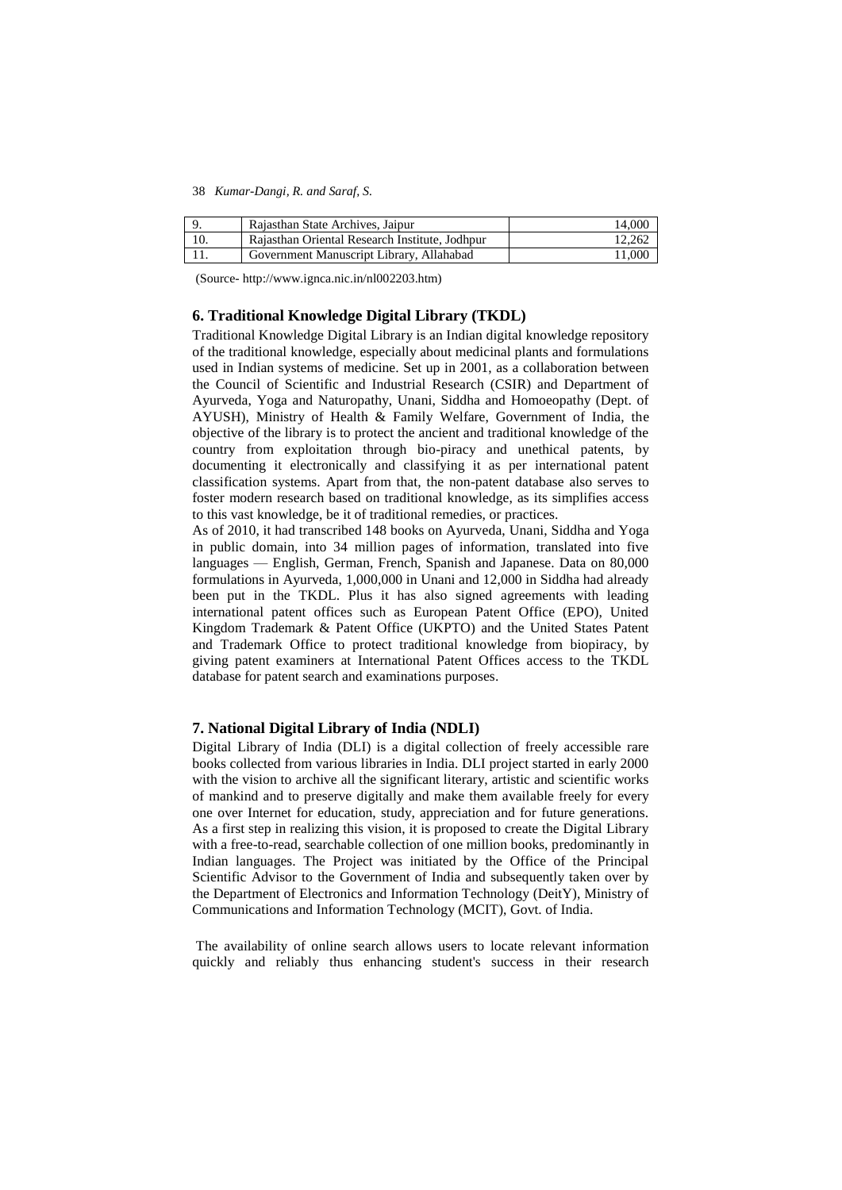| 9. | Rajasthan State Archives, Jaipur | 14,000 |
|---|---|---|
| 10. | Rajasthan Oriental Research Institute, Jodhpur | 12,262 |
| 11. | Government Manuscript Library, Allahabad | 11,000 |

(Source- http://www.ignca.nic.in/nl002203.htm)

### 6. Traditional Knowledge Digital Library (TKDL)

Traditional Knowledge Digital Library is an Indian digital knowledge repository of the traditional knowledge, especially about medicinal plants and formulations used in Indian systems of medicine. Set up in 2001, as a collaboration between the Council of Scientific and Industrial Research (CSIR) and Department of Ayurveda, Yoga and Naturopathy, Unani, Siddha and Homoeopathy (Dept. of AYUSH), Ministry of Health & Family Welfare, Government of India, the objective of the library is to protect the ancient and traditional knowledge of the country from exploitation through bio-piracy and unethical patents, by documenting it electronically and classifying it as per international patent classification systems. Apart from that, the non-patent database also serves to foster modern research based on traditional knowledge, as its simplifies access to this vast knowledge, be it of traditional remedies, or practices.

As of 2010, it had transcribed 148 books on Ayurveda, Unani, Siddha and Yoga in public domain, into 34 million pages of information, translated into five languages — English, German, French, Spanish and Japanese. Data on 80,000 formulations in Ayurveda, 1,000,000 in Unani and 12,000 in Siddha had already been put in the TKDL. Plus it has also signed agreements with leading international patent offices such as European Patent Office (EPO), United Kingdom Trademark & Patent Office (UKPTO) and the United States Patent and Trademark Office to protect traditional knowledge from biopiracy, by giving patent examiners at International Patent Offices access to the TKDL database for patent search and examinations purposes.

### 7. National Digital Library of India (NDLI)

Digital Library of India (DLI) is a digital collection of freely accessible rare books collected from various libraries in India. DLI project started in early 2000 with the vision to archive all the significant literary, artistic and scientific works of mankind and to preserve digitally and make them available freely for every one over Internet for education, study, appreciation and for future generations. As a first step in realizing this vision, it is proposed to create the Digital Library with a free-to-read, searchable collection of one million books, predominantly in Indian languages. The Project was initiated by the Office of the Principal Scientific Advisor to the Government of India and subsequently taken over by the Department of Electronics and Information Technology (DeitY), Ministry of Communications and Information Technology (MCIT), Govt. of India.

The availability of online search allows users to locate relevant information quickly and reliably thus enhancing student's success in their research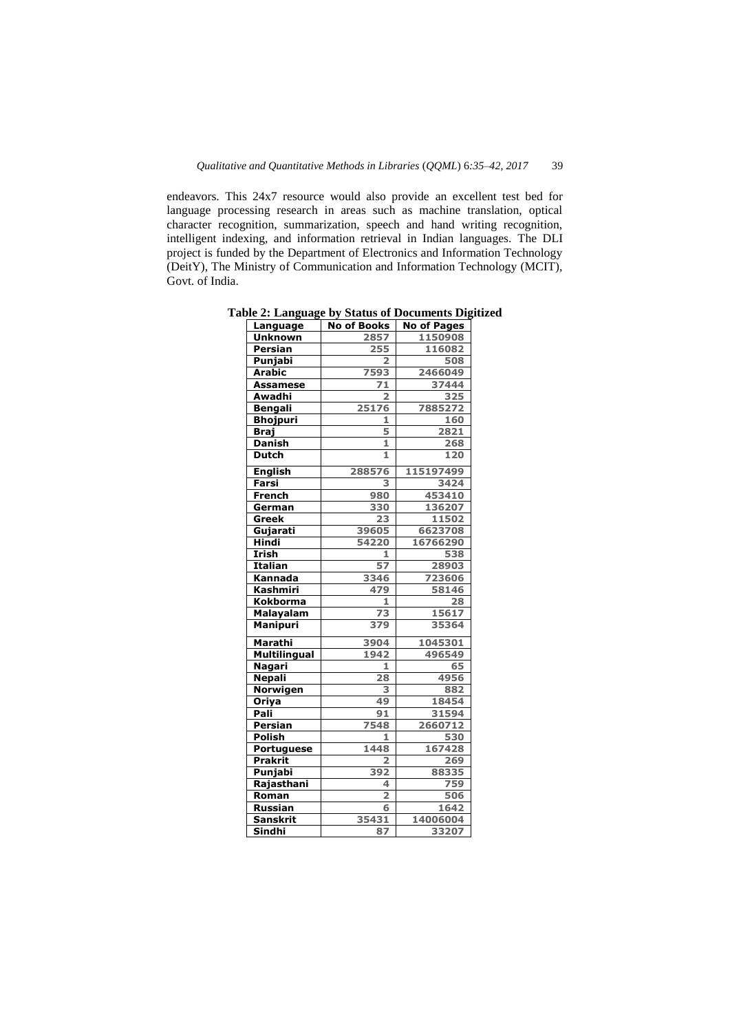endeavors. This 24x7 resource would also provide an excellent test bed for language processing research in areas such as machine translation, optical character recognition, summarization, speech and hand writing recognition, intelligent indexing, and information retrieval in Indian languages. The DLI project is funded by the Department of Electronics and Information Technology (DeitY), The Ministry of Communication and Information Technology (MCIT), Govt. of India.

**Table 2: Language by Status of Documents Digitized**

| Language | No of Books | No of Pages |
|---|---|---|
| Unknown | 2857 | 1150908 |
| Persian | 255 | 116082 |
| Punjabi | 2 | 508 |
| Arabic | 7593 | 2466049 |
| Assamese | 71 | 37444 |
| Awadhi | 2 | 325 |
| Bengali | 25176 | 7885272 |
| Bhojpuri | 1 | 160 |
| Braj | 5 | 2821 |
| Danish | 1 | 268 |
| Dutch | 1 | 120 |
| English | 288576 | 115197499 |
| Farsi | 3 | 3424 |
| French | 980 | 453410 |
| German | 330 | 136207 |
| Greek | 23 | 11502 |
| Gujarati | 39605 | 6623708 |
| Hindi | 54220 | 16766290 |
| Irish | 1 | 538 |
| Italian | 57 | 28903 |
| Kannada | 3346 | 723606 |
| Kashmiri | 479 | 58146 |
| Kokborma | 1 | 28 |
| Malayalam | 73 | 15617 |
| Manipuri | 379 | 35364 |
| Marathi | 3904 | 1045301 |
| Multilingual | 1942 | 496549 |
| Nagari | 1 | 65 |
| Nepali | 28 | 4956 |
| Norwigen | 3 | 882 |
| Oriya | 49 | 18454 |
| Pali | 91 | 31594 |
| Persian | 7548 | 2660712 |
| Polish | 1 | 530 |
| Portuguese | 1448 | 167428 |
| Prakrit | 2 | 269 |
| Punjabi | 392 | 88335 |
| Rajasthani | 4 | 759 |
| Roman | 2 | 506 |
| Russian | 6 | 1642 |
| Sanskrit | 35431 | 14006004 |
| Sindhi | 87 | 33207 |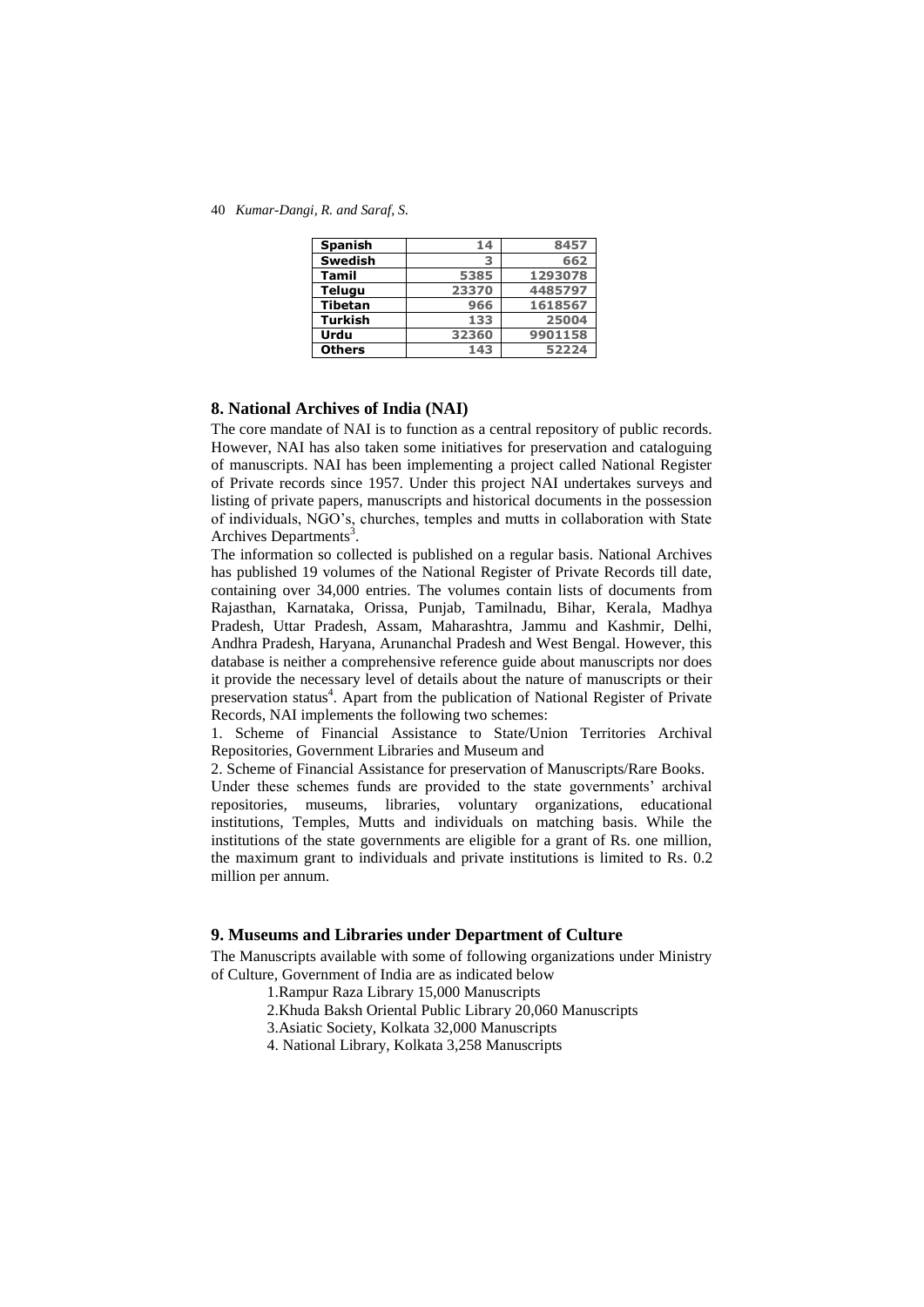| Spanish | 14 | 8457 |
|---|---|---|
| Swedish | 3 | 662 |
| Tamil | 5385 | 1293078 |
| Telugu | 23370 | 4485797 |
| Tibetan | 966 | 1618567 |
| Turkish | 133 | 25004 |
| Urdu | 32360 | 9901158 |
| Others | 143 | 52224 |

## 8. National Archives of India (NAI)

The core mandate of NAI is to function as a central repository of public records. However, NAI has also taken some initiatives for preservation and cataloguing of manuscripts. NAI has been implementing a project called National Register of Private records since 1957. Under this project NAI undertakes surveys and listing of private papers, manuscripts and historical documents in the possession of individuals, NGO's, churches, temples and mutts in collaboration with State Archives Departments[3].

The information so collected is published on a regular basis. National Archives has published 19 volumes of the National Register of Private Records till date, containing over 34,000 entries. The volumes contain lists of documents from Rajasthan, Karnataka, Orissa, Punjab, Tamilnadu, Bihar, Kerala, Madhya Pradesh, Uttar Pradesh, Assam, Maharashtra, Jammu and Kashmir, Delhi, Andhra Pradesh, Haryana, Arunanchal Pradesh and West Bengal. However, this database is neither a comprehensive reference guide about manuscripts nor does it provide the necessary level of details about the nature of manuscripts or their preservation status[4]. Apart from the publication of National Register of Private Records, NAI implements the following two schemes:

1. Scheme of Financial Assistance to State/Union Territories Archival Repositories, Government Libraries and Museum and
2. Scheme of Financial Assistance for preservation of Manuscripts/Rare Books.

Under these schemes funds are provided to the state governments' archival repositories, museums, libraries, voluntary organizations, educational institutions, Temples, Mutts and individuals on matching basis. While the institutions of the state governments are eligible for a grant of Rs. one million, the maximum grant to individuals and private institutions is limited to Rs. 0.2 million per annum.

## 9. Museums and Libraries under Department of Culture

The Manuscripts available with some of following organizations under Ministry of Culture, Government of India are as indicated below

1. Rampur Raza Library 15,000 Manuscripts
2. Khuda Baksh Oriental Public Library 20,060 Manuscripts
3. Asiatic Society, Kolkata 32,000 Manuscripts
4. National Library, Kolkata 3,258 Manuscripts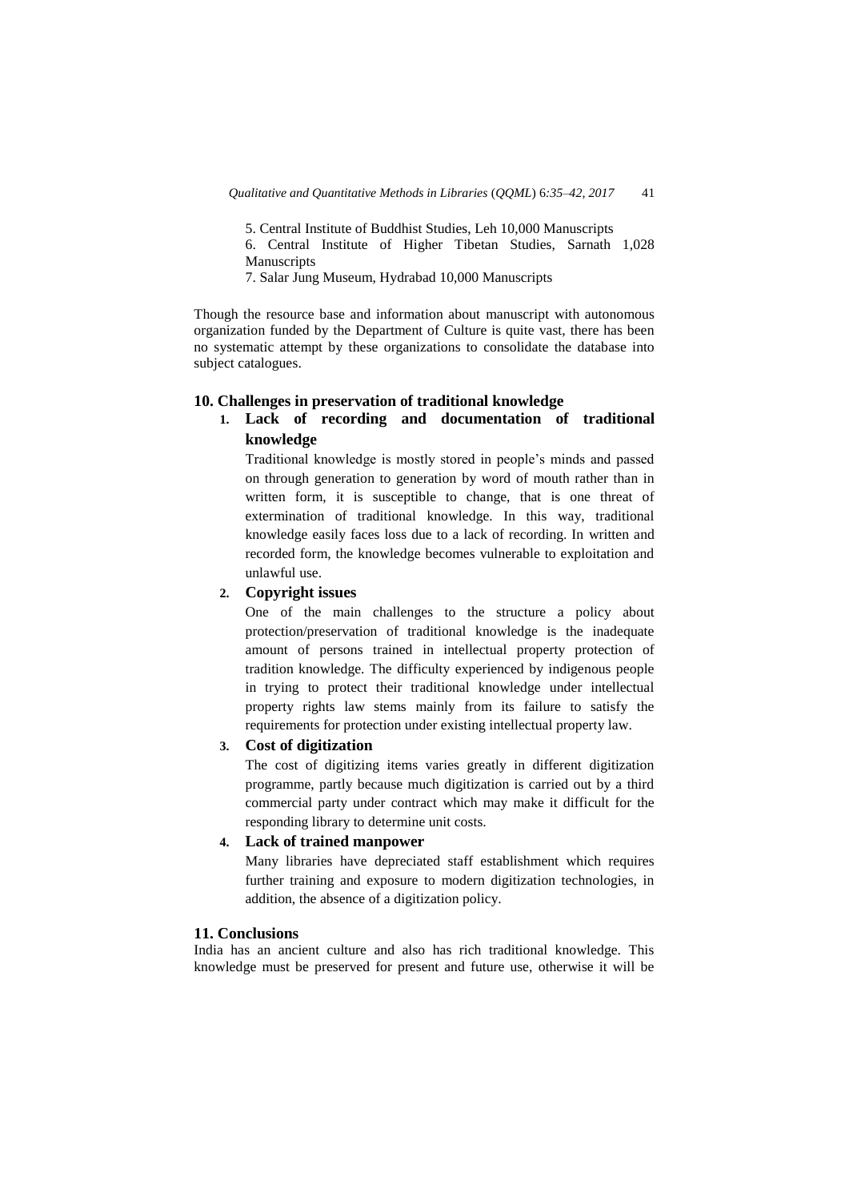5. Central Institute of Buddhist Studies, Leh 10,000 Manuscripts

6. Central Institute of Higher Tibetan Studies, Sarnath 1,028 Manuscripts

7. Salar Jung Museum, Hydrabad 10,000 Manuscripts

Though the resource base and information about manuscript with autonomous organization funded by the Department of Culture is quite vast, there has been no systematic attempt by these organizations to consolidate the database into subject catalogues.

## 10. Challenges in preservation of traditional knowledge

1. **Lack of recording and documentation of traditional knowledge**

   Traditional knowledge is mostly stored in people's minds and passed on through generation to generation by word of mouth rather than in written form, it is susceptible to change, that is one threat of extermination of traditional knowledge. In this way, traditional knowledge easily faces loss due to a lack of recording. In written and recorded form, the knowledge becomes vulnerable to exploitation and unlawful use.

2. **Copyright issues**

   One of the main challenges to the structure a policy about protection/preservation of traditional knowledge is the inadequate amount of persons trained in intellectual property protection of tradition knowledge. The difficulty experienced by indigenous people in trying to protect their traditional knowledge under intellectual property rights law stems mainly from its failure to satisfy the requirements for protection under existing intellectual property law.

3. **Cost of digitization**

   The cost of digitizing items varies greatly in different digitization programme, partly because much digitization is carried out by a third commercial party under contract which may make it difficult for the responding library to determine unit costs.

4. **Lack of trained manpower**

   Many libraries have depreciated staff establishment which requires further training and exposure to modern digitization technologies, in addition, the absence of a digitization policy.

## 11. Conclusions

India has an ancient culture and also has rich traditional knowledge. This knowledge must be preserved for present and future use, otherwise it will be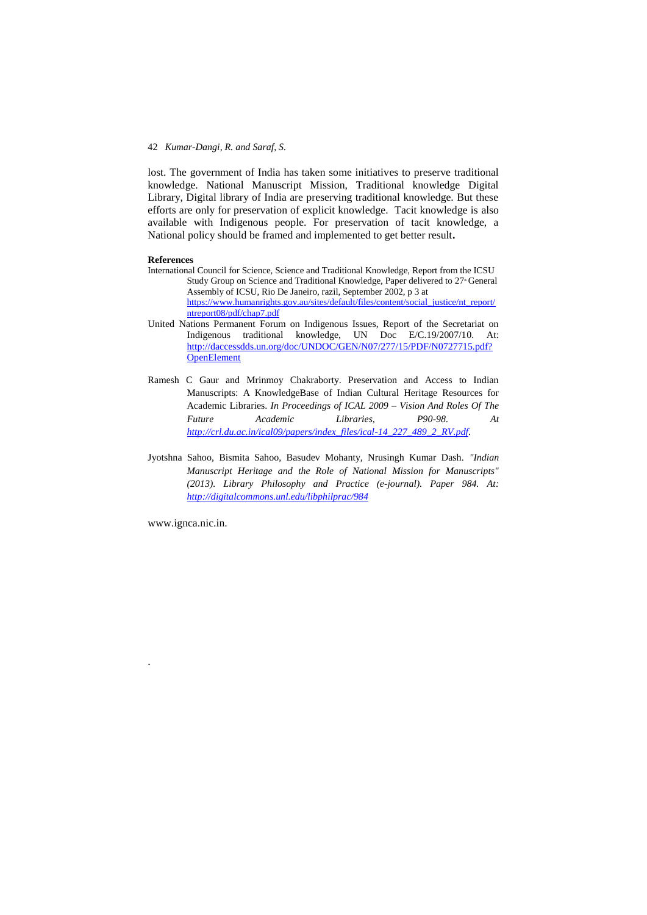lost. The government of India has taken some initiatives to preserve traditional knowledge. National Manuscript Mission, Traditional knowledge Digital Library, Digital library of India are preserving traditional knowledge. But these efforts are only for preservation of explicit knowledge. Tacit knowledge is also available with Indigenous people. For preservation of tacit knowledge, a National policy should be framed and implemented to get better result**.**

**References**

International Council for Science, Science and Traditional Knowledge, Report from the ICSU Study Group on Science and Traditional Knowledge, Paper delivered to 27th General Assembly of ICSU, Rio De Janeiro, razil, September 2002, p 3 at https://www.humanrights.gov.au/sites/default/files/content/social_justice/nt_report/ntreport08/pdf/chap7.pdf

United Nations Permanent Forum on Indigenous Issues, Report of the Secretariat on Indigenous traditional knowledge, UN Doc E/C.19/2007/10. At: http://daccessdds.un.org/doc/UNDOC/GEN/N07/277/15/PDF/N0727715.pdf?OpenElement

Ramesh C Gaur and Mrinmoy Chakraborty. Preservation and Access to Indian Manuscripts: A KnowledgeBase of Indian Cultural Heritage Resources for Academic Libraries. *In Proceedings of ICAL 2009 – Vision And Roles Of The Future Academic Libraries, P90-98. At http://crl.du.ac.in/ical09/papers/index_files/ical-14_227_489_2_RV.pdf.*

Jyotshna Sahoo, Bismita Sahoo, Basudev Mohanty, Nrusingh Kumar Dash. *"Indian Manuscript Heritage and the Role of National Mission for Manuscripts" (2013). Library Philosophy and Practice (e-journal). Paper 984. At: http://digitalcommons.unl.edu/libphilprac/984*

www.ignca.nic.in.